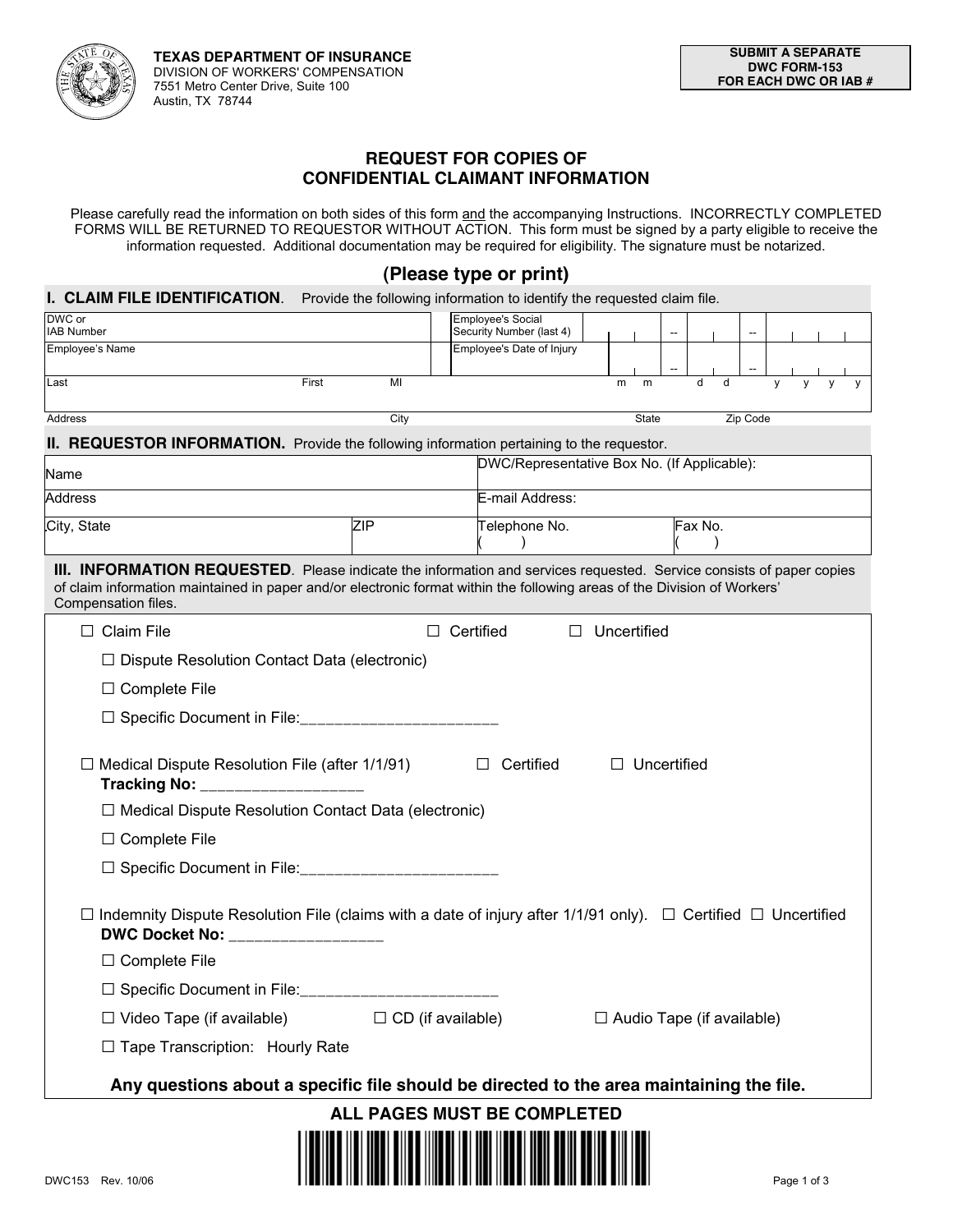**TEXAS DEPARTMENT OF INSURANCE**
DIVISION OF WORKERS' COMPENSATION
7551 Metro Center Drive, Suite 100
Austin, TX 78744

**SUBMIT A SEPARATE DWC FORM-153 FOR EACH DWC OR IAB #**

# REQUEST FOR COPIES OF CONFIDENTIAL CLAIMANT INFORMATION

Please carefully read the information on both sides of this form and the accompanying Instructions. INCORRECTLY COMPLETED FORMS WILL BE RETURNED TO REQUESTOR WITHOUT ACTION. This form must be signed by a party eligible to receive the information requested. Additional documentation may be required for eligibility. The signature must be notarized.

## (Please type or print)

### I. CLAIM FILE IDENTIFICATION. Provide the following information to identify the requested claim file.

| | | | |
|---|---|---|---|
| DWC or IAB Number | | Employee's Social Security Number (last 4) | -- -- |
| Employee's Name | | Employee's Date of Injury | -- -- |
| Last First MI | | | m m d d y y y y |
| Address City | | | State Zip Code |

### II. REQUESTOR INFORMATION. Provide the following information pertaining to the requestor.

| | | | |
|---|---|---|---|
| Name | | DWC/Representative Box No. (If Applicable): | |
| Address | | E-mail Address: | |
| City, State | ZIP | Telephone No. ( ) | Fax No. ( ) |

### III. INFORMATION REQUESTED. Please indicate the information and services requested. Service consists of paper copies of claim information maintained in paper and/or electronic format within the following areas of the Division of Workers' Compensation files.

☐ Claim File ☐ Certified ☐ Uncertified

- ☐ Dispute Resolution Contact Data (electronic)
- ☐ Complete File
- ☐ Specific Document in File:______________________

☐ Medical Dispute Resolution File (after 1/1/91) ☐ Certified ☐ Uncertified
**Tracking No:** __________________

- ☐ Medical Dispute Resolution Contact Data (electronic)
- ☐ Complete File
- ☐ Specific Document in File:______________________

☐ Indemnity Dispute Resolution File (claims with a date of injury after 1/1/91 only). ☐ Certified ☐ Uncertified
**DWC Docket No:** _________________

- ☐ Complete File
- ☐ Specific Document in File:______________________
- ☐ Video Tape (if available) ☐ CD (if available) ☐ Audio Tape (if available)
- ☐ Tape Transcription: Hourly Rate

**Any questions about a specific file should be directed to the area maintaining the file.**

**ALL PAGES MUST BE COMPLETED**

DWC153 Rev. 10/06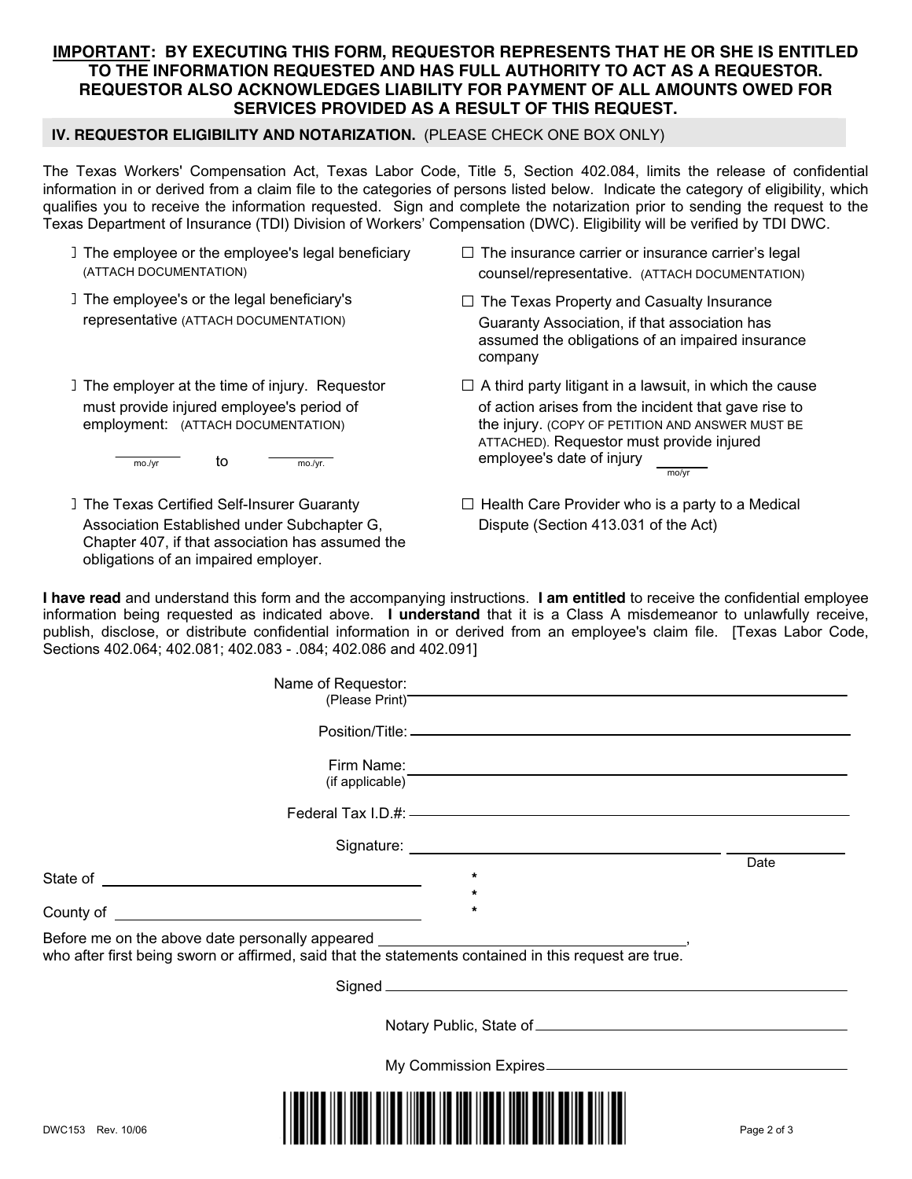**IMPORTANT: BY EXECUTING THIS FORM, REQUESTOR REPRESENTS THAT HE OR SHE IS ENTITLED TO THE INFORMATION REQUESTED AND HAS FULL AUTHORITY TO ACT AS A REQUESTOR. REQUESTOR ALSO ACKNOWLEDGES LIABILITY FOR PAYMENT OF ALL AMOUNTS OWED FOR SERVICES PROVIDED AS A RESULT OF THIS REQUEST.**

## IV. REQUESTOR ELIGIBILITY AND NOTARIZATION. (PLEASE CHECK ONE BOX ONLY)

The Texas Workers' Compensation Act, Texas Labor Code, Title 5, Section 402.084, limits the release of confidential information in or derived from a claim file to the categories of persons listed below. Indicate the category of eligibility, which qualifies you to receive the information requested. Sign and complete the notarization prior to sending the request to the Texas Department of Insurance (TDI) Division of Workers' Compensation (DWC). Eligibility will be verified by TDI DWC.

- ☐ The employee or the employee's legal beneficiary (ATTACH DOCUMENTATION)
- ☐ The employee's or the legal beneficiary's representative (ATTACH DOCUMENTATION)
- ☐ The employer at the time of injury. Requestor must provide injured employee's period of employment: (ATTACH DOCUMENTATION)

  ________ to ________
  mo./yr mo./yr.

- ☐ The Texas Certified Self-Insurer Guaranty Association Established under Subchapter G, Chapter 407, if that association has assumed the obligations of an impaired employer.
- ☐ The insurance carrier or insurance carrier's legal counsel/representative. (ATTACH DOCUMENTATION)
- ☐ The Texas Property and Casualty Insurance Guaranty Association, if that association has assumed the obligations of an impaired insurance company
- ☐ A third party litigant in a lawsuit, in which the cause of action arises from the incident that gave rise to the injury. (COPY OF PETITION AND ANSWER MUST BE ATTACHED). Requestor must provide injured employee's date of injury ________ mo/yr
- ☐ Health Care Provider who is a party to a Medical Dispute (Section 413.031 of the Act)

**I have read** and understand this form and the accompanying instructions. **I am entitled** to receive the confidential employee information being requested as indicated above. **I understand** that it is a Class A misdemeanor to unlawfully receive, publish, disclose, or distribute confidential information in or derived from an employee's claim file. [Texas Labor Code, Sections 402.064; 402.081; 402.083 - .084; 402.086 and 402.091]

Name of Requestor: (Please Print) ______________________________

Position/Title: ______________________________

Firm Name: (if applicable) ______________________________

Federal Tax I.D.#: ______________________________

Signature: ______________________________ ____________ Date

State of ______________________ *
*
County of ______________________ *

Before me on the above date personally appeared ______________________________, who after first being sworn or affirmed, said that the statements contained in this request are true.

Signed ______________________________

Notary Public, State of ______________________________

My Commission Expires ______________________________

DWC153 Rev. 10/06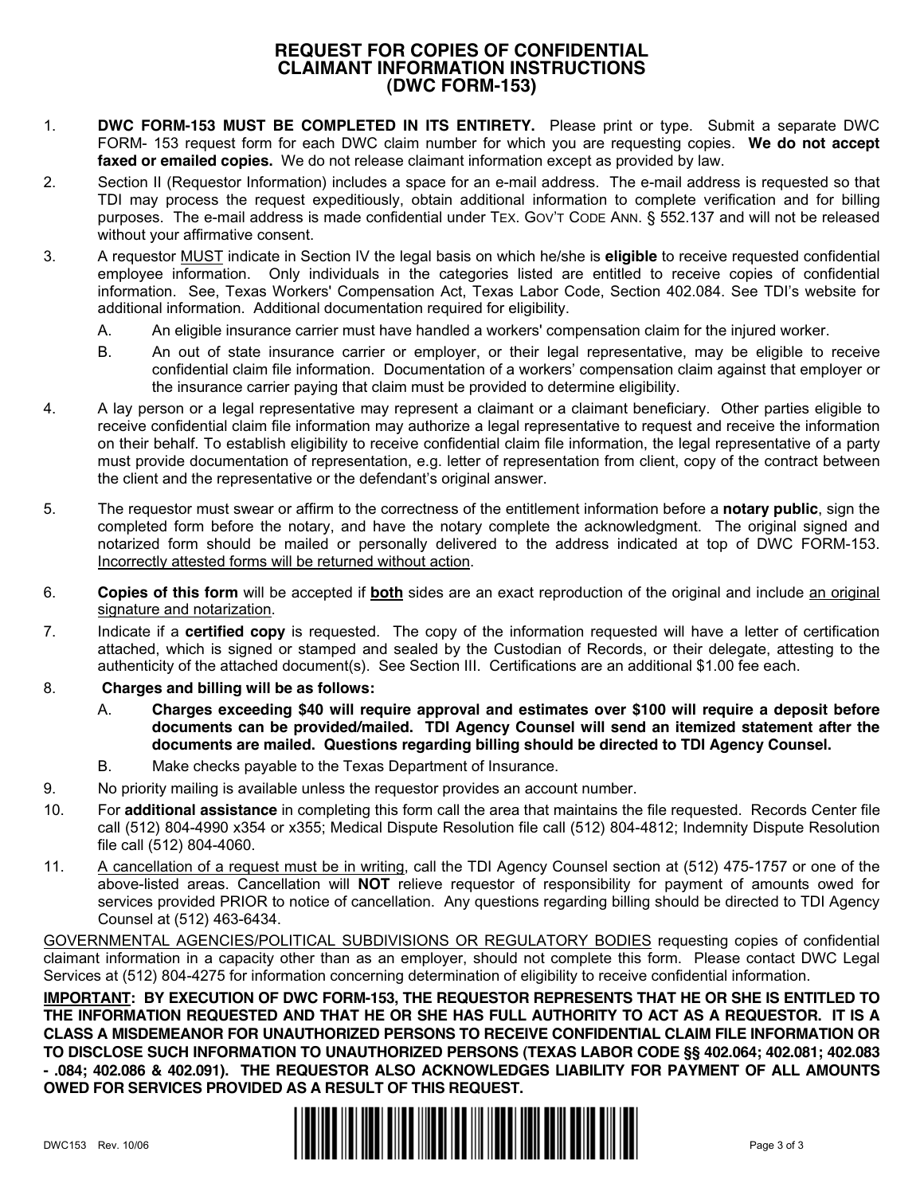# REQUEST FOR COPIES OF CONFIDENTIAL CLAIMANT INFORMATION INSTRUCTIONS (DWC FORM-153)

1. **DWC FORM-153 MUST BE COMPLETED IN ITS ENTIRETY.** Please print or type. Submit a separate DWC FORM- 153 request form for each DWC claim number for which you are requesting copies. **We do not accept faxed or emailed copies.** We do not release claimant information except as provided by law.

2. Section II (Requestor Information) includes a space for an e-mail address. The e-mail address is requested so that TDI may process the request expeditiously, obtain additional information to complete verification and for billing purposes. The e-mail address is made confidential under TEX. GOV'T CODE ANN. § 552.137 and will not be released without your affirmative consent.

3. A requestor MUST indicate in Section IV the legal basis on which he/she is **eligible** to receive requested confidential employee information. Only individuals in the categories listed are entitled to receive copies of confidential information. See, Texas Workers' Compensation Act, Texas Labor Code, Section 402.084. See TDI's website for additional information. Additional documentation required for eligibility.
   - A. An eligible insurance carrier must have handled a workers' compensation claim for the injured worker.
   - B. An out of state insurance carrier or employer, or their legal representative, may be eligible to receive confidential claim file information. Documentation of a workers' compensation claim against that employer or the insurance carrier paying that claim must be provided to determine eligibility.

4. A lay person or a legal representative may represent a claimant or a claimant beneficiary. Other parties eligible to receive confidential claim file information may authorize a legal representative to request and receive the information on their behalf. To establish eligibility to receive confidential claim file information, the legal representative of a party must provide documentation of representation, e.g. letter of representation from client, copy of the contract between the client and the representative or the defendant's original answer.

5. The requestor must swear or affirm to the correctness of the entitlement information before a **notary public**, sign the completed form before the notary, and have the notary complete the acknowledgment. The original signed and notarized form should be mailed or personally delivered to the address indicated at top of DWC FORM-153. Incorrectly attested forms will be returned without action.

6. **Copies of this form** will be accepted if **both** sides are an exact reproduction of the original and include an original signature and notarization.

7. Indicate if a **certified copy** is requested. The copy of the information requested will have a letter of certification attached, which is signed or stamped and sealed by the Custodian of Records, or their delegate, attesting to the authenticity of the attached document(s). See Section III. Certifications are an additional $1.00 fee each.

8. **Charges and billing will be as follows:**
   - A. **Charges exceeding $40 will require approval and estimates over $100 will require a deposit before documents can be provided/mailed. TDI Agency Counsel will send an itemized statement after the documents are mailed. Questions regarding billing should be directed to TDI Agency Counsel.**
   - B. Make checks payable to the Texas Department of Insurance.

9. No priority mailing is available unless the requestor provides an account number.

10. For **additional assistance** in completing this form call the area that maintains the file requested. Records Center file call (512) 804-4990 x354 or x355; Medical Dispute Resolution file call (512) 804-4812; Indemnity Dispute Resolution file call (512) 804-4060.

11. A cancellation of a request must be in writing, call the TDI Agency Counsel section at (512) 475-1757 or one of the above-listed areas. Cancellation will **NOT** relieve requestor of responsibility for payment of amounts owed for services provided PRIOR to notice of cancellation. Any questions regarding billing should be directed to TDI Agency Counsel at (512) 463-6434.

GOVERNMENTAL AGENCIES/POLITICAL SUBDIVISIONS OR REGULATORY BODIES requesting copies of confidential claimant information in a capacity other than as an employer, should not complete this form. Please contact DWC Legal Services at (512) 804-4275 for information concerning determination of eligibility to receive confidential information.

**IMPORTANT: BY EXECUTION OF DWC FORM-153, THE REQUESTOR REPRESENTS THAT HE OR SHE IS ENTITLED TO THE INFORMATION REQUESTED AND THAT HE OR SHE HAS FULL AUTHORITY TO ACT AS A REQUESTOR. IT IS A CLASS A MISDEMEANOR FOR UNAUTHORIZED PERSONS TO RECEIVE CONFIDENTIAL CLAIM FILE INFORMATION OR TO DISCLOSE SUCH INFORMATION TO UNAUTHORIZED PERSONS (TEXAS LABOR CODE §§ 402.064; 402.081; 402.083 - .084; 402.086 & 402.091). THE REQUESTOR ALSO ACKNOWLEDGES LIABILITY FOR PAYMENT OF ALL AMOUNTS OWED FOR SERVICES PROVIDED AS A RESULT OF THIS REQUEST.**

DWC153 Rev. 10/06